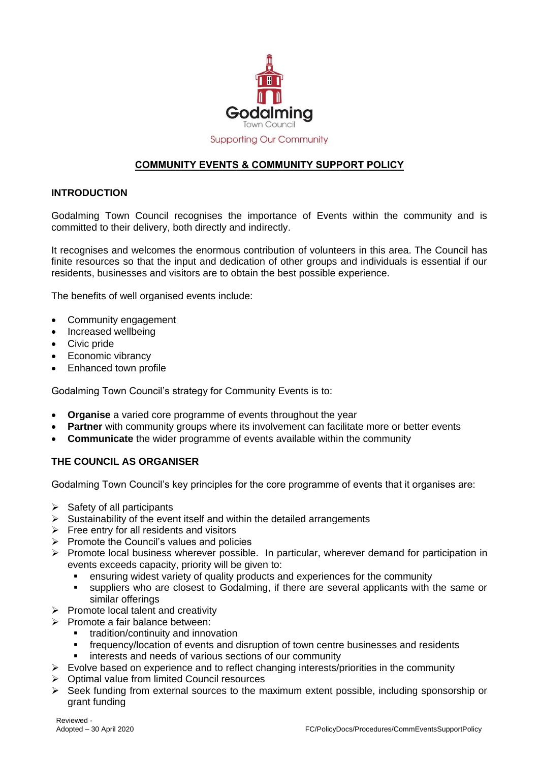Godalming

Town Council

Supporting Our Community

# COMMUNITY EVENTS & COMMUNITY SUPPORT POLICY

## INTRODUCTION

Godalming Town Council recognises the importance of Events within the community and is committed to their delivery, both directly and indirectly.

It recognises and welcomes the enormous contribution of volunteers in this area. The Council has finite resources so that the input and dedication of other groups and individuals is essential if our residents, businesses and visitors are to obtain the best possible experience.

The benefits of well organised events include:

- Community engagement
- Increased wellbeing
- Civic pride
- Economic vibrancy
- Enhanced town profile

Godalming Town Council's strategy for Community Events is to:

- **Organise** a varied core programme of events throughout the year
- **Partner** with community groups where its involvement can facilitate more or better events
- **Communicate** the wider programme of events available within the community

## THE COUNCIL AS ORGANISER

Godalming Town Council's key principles for the core programme of events that it organises are:

- Safety of all participants
- Sustainability of the event itself and within the detailed arrangements
- Free entry for all residents and visitors
- Promote the Council's values and policies
- Promote local business wherever possible. In particular, wherever demand for participation in events exceeds capacity, priority will be given to:
  - ensuring widest variety of quality products and experiences for the community
  - suppliers who are closest to Godalming, if there are several applicants with the same or similar offerings
- Promote local talent and creativity
- Promote a fair balance between:
  - tradition/continuity and innovation
  - frequency/location of events and disruption of town centre businesses and residents
  - interests and needs of various sections of our community
- Evolve based on experience and to reflect changing interests/priorities in the community
- Optimal value from limited Council resources
- Seek funding from external sources to the maximum extent possible, including sponsorship or grant funding

Reviewed -
Adopted – 30 April 2020

FC/PolicyDocs/Procedures/CommEventsSupportPolicy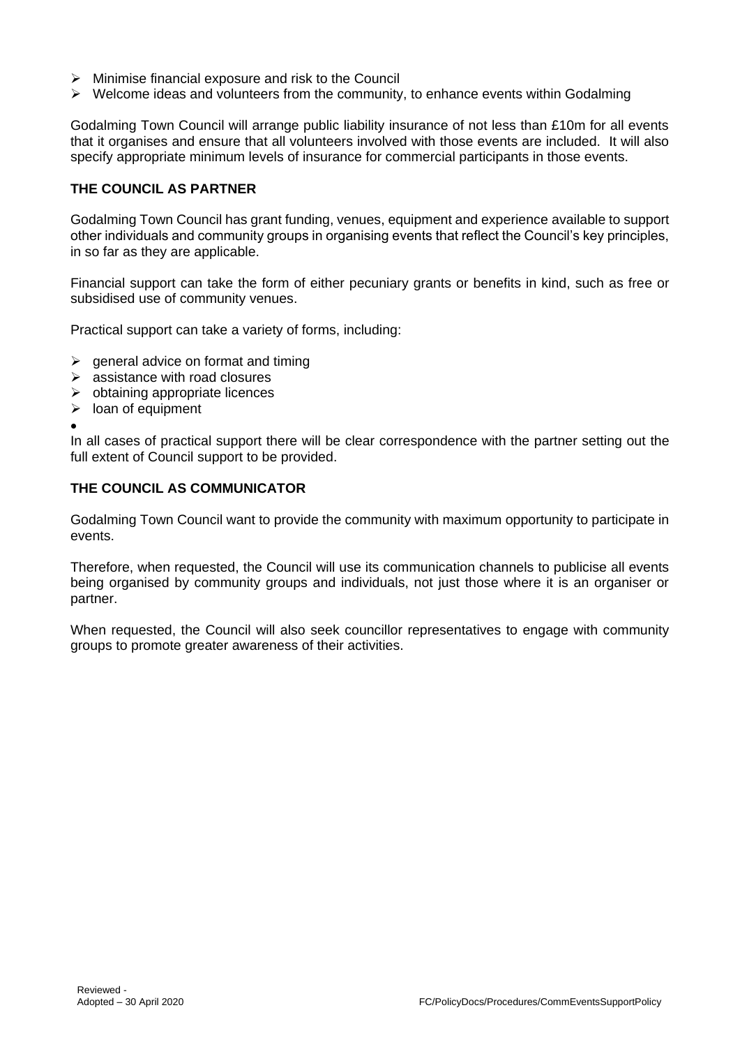- Minimise financial exposure and risk to the Council
- Welcome ideas and volunteers from the community, to enhance events within Godalming

Godalming Town Council will arrange public liability insurance of not less than £10m for all events that it organises and ensure that all volunteers involved with those events are included. It will also specify appropriate minimum levels of insurance for commercial participants in those events.

## THE COUNCIL AS PARTNER

Godalming Town Council has grant funding, venues, equipment and experience available to support other individuals and community groups in organising events that reflect the Council's key principles, in so far as they are applicable.

Financial support can take the form of either pecuniary grants or benefits in kind, such as free or subsidised use of community venues.

Practical support can take a variety of forms, including:

- general advice on format and timing
- assistance with road closures
- obtaining appropriate licences
- loan of equipment

In all cases of practical support there will be clear correspondence with the partner setting out the full extent of Council support to be provided.

## THE COUNCIL AS COMMUNICATOR

Godalming Town Council want to provide the community with maximum opportunity to participate in events.

Therefore, when requested, the Council will use its communication channels to publicise all events being organised by community groups and individuals, not just those where it is an organiser or partner.

When requested, the Council will also seek councillor representatives to engage with community groups to promote greater awareness of their activities.

Reviewed -
Adopted – 30 April 2020

FC/PolicyDocs/Procedures/CommEventsSupportPolicy